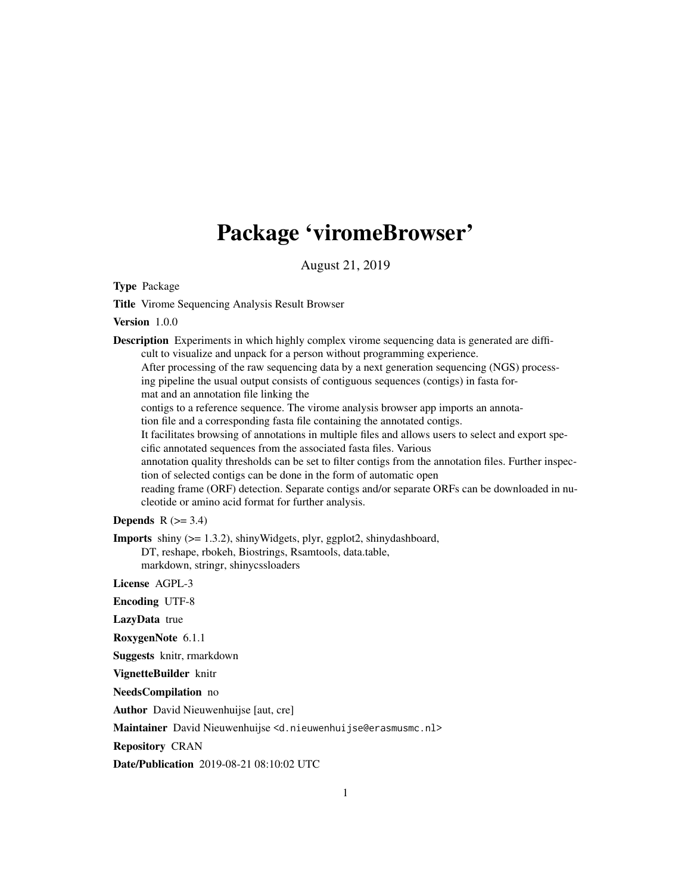# Package 'viromeBrowser'

August 21, 2019

**Type** Package

**Title** Virome Sequencing Analysis Result Browser

**Version** 1.0.0

**Description** Experiments in which highly complex virome sequencing data is generated are difficult to visualize and unpack for a person without programming experience.
After processing of the raw sequencing data by a next generation sequencing (NGS) processing pipeline the usual output consists of contiguous sequences (contigs) in fasta format and an annotation file linking the
contigs to a reference sequence. The virome analysis browser app imports an annotation file and a corresponding fasta file containing the annotated contigs.
It facilitates browsing of annotations in multiple files and allows users to select and export specific annotated sequences from the associated fasta files. Various
annotation quality thresholds can be set to filter contigs from the annotation files. Further inspection of selected contigs can be done in the form of automatic open
reading frame (ORF) detection. Separate contigs and/or separate ORFs can be downloaded in nucleotide or amino acid format for further analysis.

**Depends** R (>= 3.4)

**Imports** shiny (>= 1.3.2), shinyWidgets, plyr, ggplot2, shinydashboard, DT, reshape, rbokeh, Biostrings, Rsamtools, data.table, markdown, stringr, shinycssloaders

**License** AGPL-3

**Encoding** UTF-8

**LazyData** true

**RoxygenNote** 6.1.1

**Suggests** knitr, rmarkdown

**VignetteBuilder** knitr

**NeedsCompilation** no

**Author** David Nieuwenhuijse [aut, cre]

**Maintainer** David Nieuwenhuijse <d.nieuwenhuijse@erasmusmc.nl>

**Repository** CRAN

**Date/Publication** 2019-08-21 08:10:02 UTC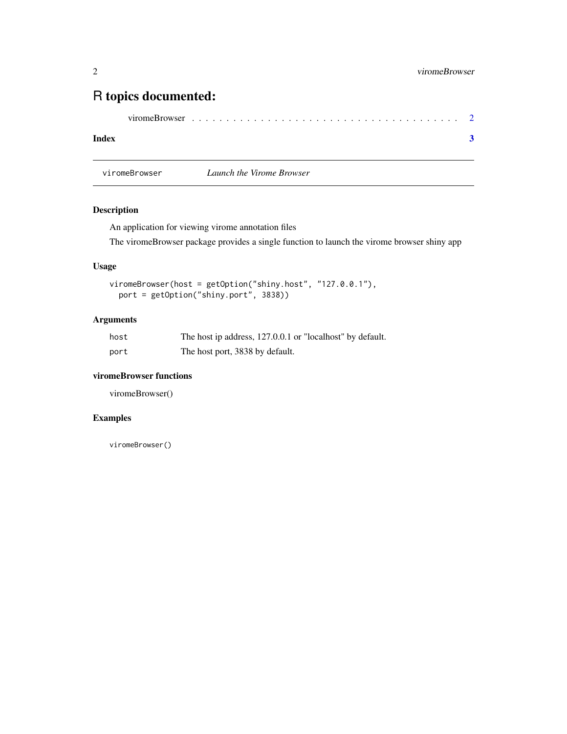# R topics documented:

viromeBrowser . . . . . . . . . . . . . . . . . . . . . . . . . . . . . . . . . . . . 2

**Index** **3**

---

viromeBrowser *Launch the Virome Browser*

---

### Description

An application for viewing virome annotation files

The viromeBrowser package provides a single function to launch the virome browser shiny app

### Usage

```
viromeBrowser(host = getOption("shiny.host", "127.0.0.1"),
  port = getOption("shiny.port", 3838))
```

### Arguments

| | |
|---|---|
| host | The host ip address, 127.0.0.1 or "localhost" by default. |
| port | The host port, 3838 by default. |

### viromeBrowser functions

viromeBrowser()

### Examples

```
viromeBrowser()
```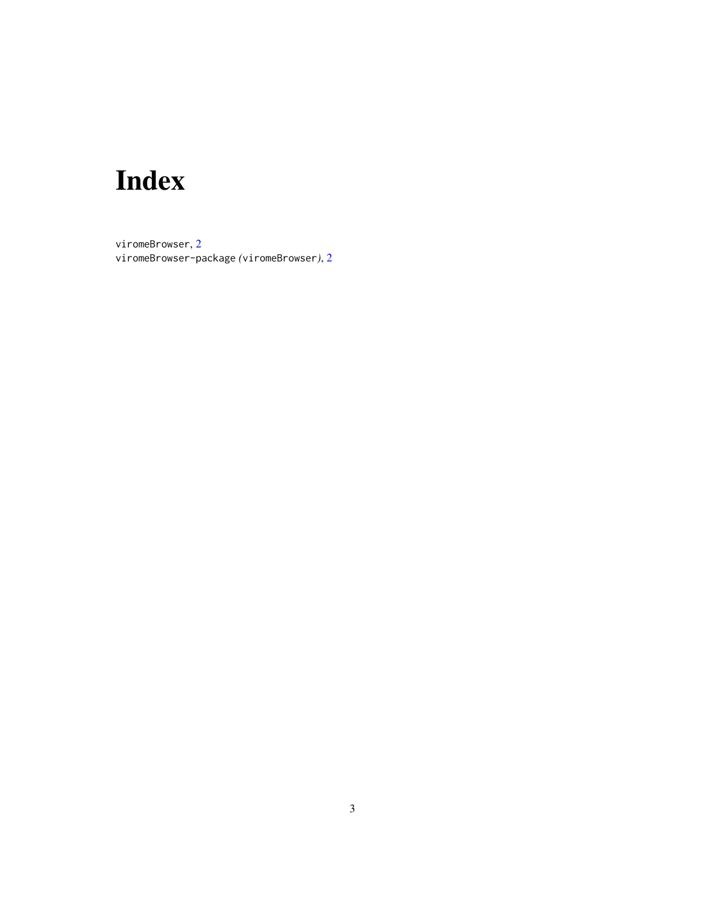# Index

viromeBrowser, 2
viromeBrowser-package (viromeBrowser), 2